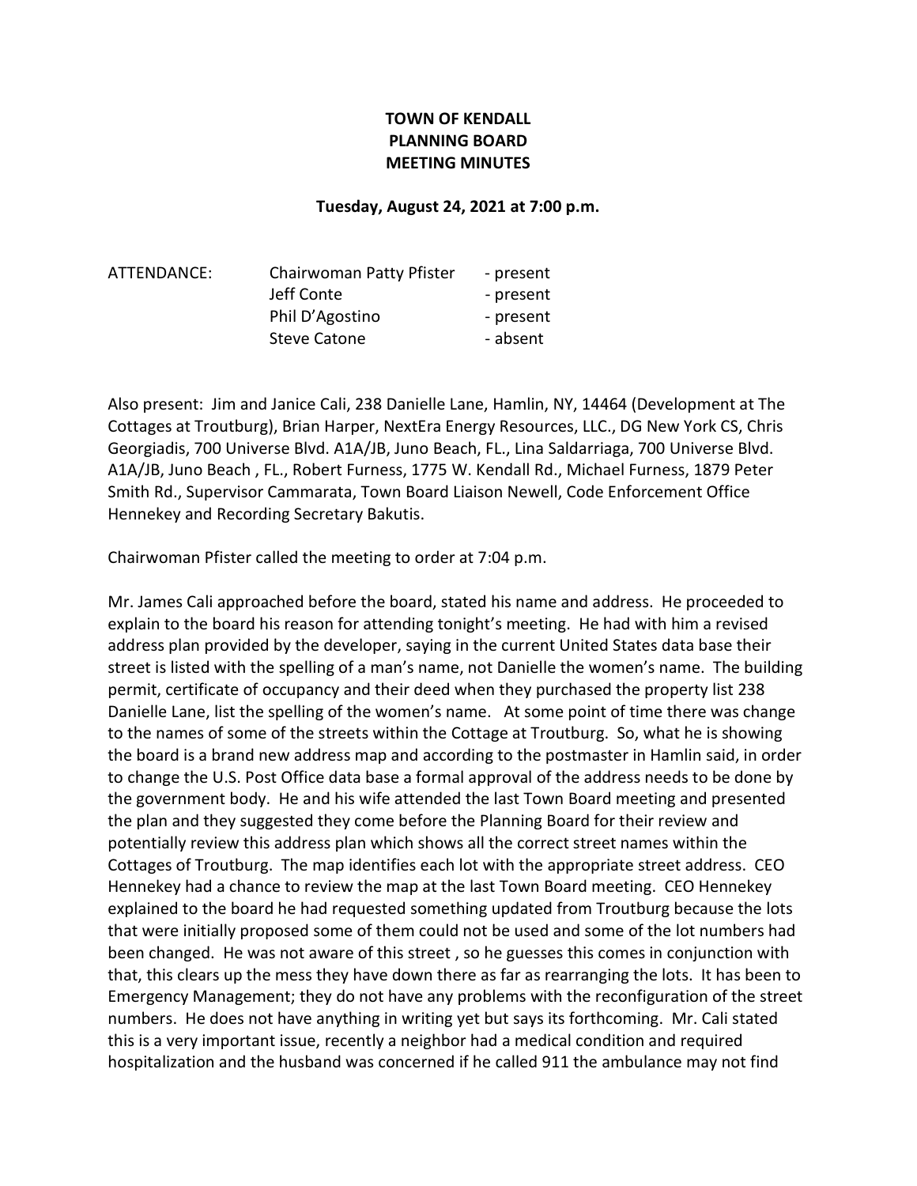**TOWN OF KENDALL**
**PLANNING BOARD**
**MEETING MINUTES**

**Tuesday, August 24, 2021 at 7:00 p.m.**

| ATTENDANCE: | Chairwoman Patty Pfister | - present |
|---|---|---|
| | Jeff Conte | - present |
| | Phil D'Agostino | - present |
| | Steve Catone | - absent |

Also present: Jim and Janice Cali, 238 Danielle Lane, Hamlin, NY, 14464 (Development at The Cottages at Troutburg), Brian Harper, NextEra Energy Resources, LLC., DG New York CS, Chris Georgiadis, 700 Universe Blvd. A1A/JB, Juno Beach, FL., Lina Saldarriaga, 700 Universe Blvd. A1A/JB, Juno Beach , FL., Robert Furness, 1775 W. Kendall Rd., Michael Furness, 1879 Peter Smith Rd., Supervisor Cammarata, Town Board Liaison Newell, Code Enforcement Office Hennekey and Recording Secretary Bakutis.

Chairwoman Pfister called the meeting to order at 7:04 p.m.

Mr. James Cali approached before the board, stated his name and address. He proceeded to explain to the board his reason for attending tonight's meeting. He had with him a revised address plan provided by the developer, saying in the current United States data base their street is listed with the spelling of a man's name, not Danielle the women's name. The building permit, certificate of occupancy and their deed when they purchased the property list 238 Danielle Lane, list the spelling of the women's name. At some point of time there was change to the names of some of the streets within the Cottage at Troutburg. So, what he is showing the board is a brand new address map and according to the postmaster in Hamlin said, in order to change the U.S. Post Office data base a formal approval of the address needs to be done by the government body. He and his wife attended the last Town Board meeting and presented the plan and they suggested they come before the Planning Board for their review and potentially review this address plan which shows all the correct street names within the Cottages of Troutburg. The map identifies each lot with the appropriate street address. CEO Hennekey had a chance to review the map at the last Town Board meeting. CEO Hennekey explained to the board he had requested something updated from Troutburg because the lots that were initially proposed some of them could not be used and some of the lot numbers had been changed. He was not aware of this street , so he guesses this comes in conjunction with that, this clears up the mess they have down there as far as rearranging the lots. It has been to Emergency Management; they do not have any problems with the reconfiguration of the street numbers. He does not have anything in writing yet but says its forthcoming. Mr. Cali stated this is a very important issue, recently a neighbor had a medical condition and required hospitalization and the husband was concerned if he called 911 the ambulance may not find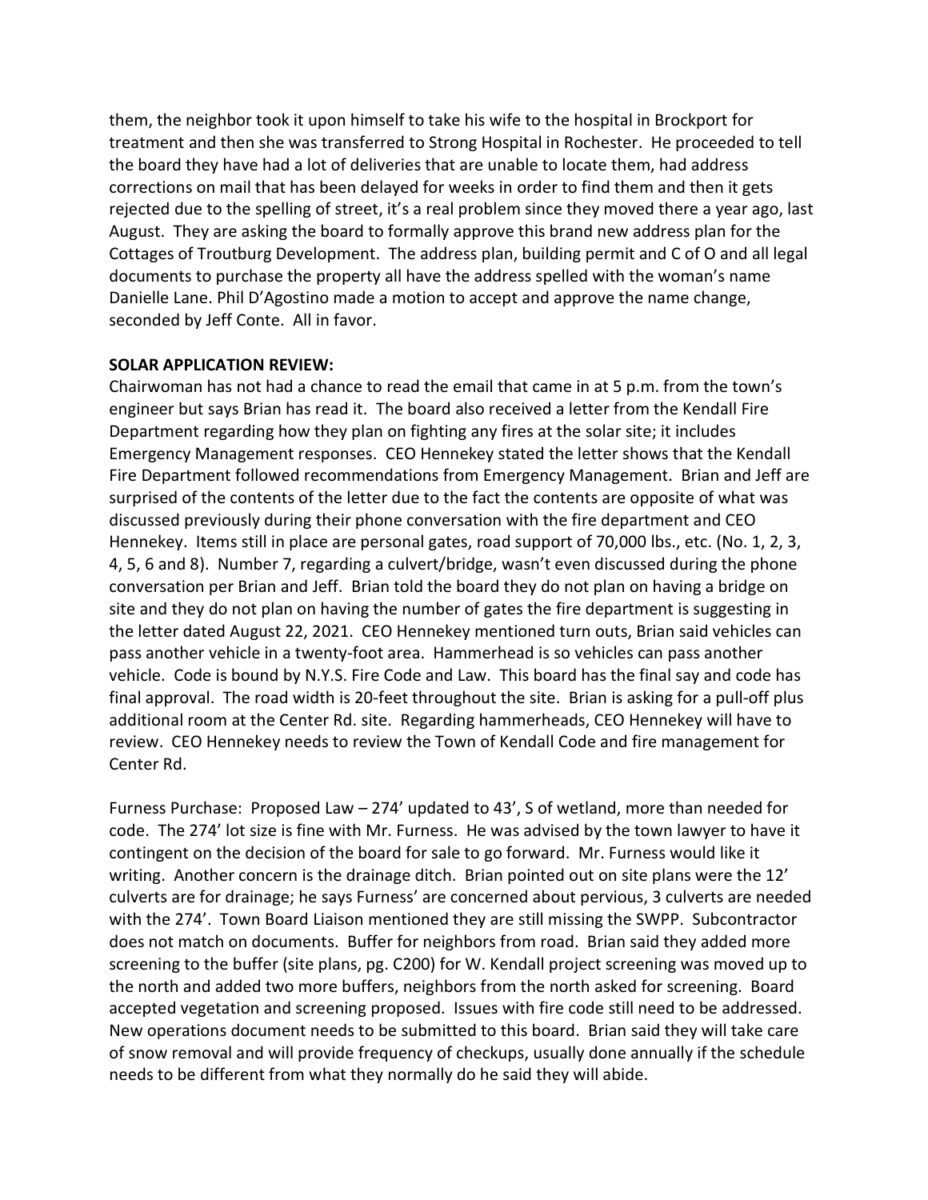them, the neighbor took it upon himself to take his wife to the hospital in Brockport for treatment and then she was transferred to Strong Hospital in Rochester. He proceeded to tell the board they have have had a lot of deliveries that are unable to locate them, had address corrections on mail that has been delayed for weeks in order to find them and then it gets rejected due to the spelling of street, it's a real problem since they moved there a year ago, last August. They are asking the board to formally approve this brand new address plan for the Cottages of Troutburg Development. The address plan, building permit and C of O and all legal documents to purchase the property all have the address spelled with the woman's name Danielle Lane. Phil D'Agostino made a motion to accept and approve the name change, seconded by Jeff Conte. All in favor.

**SOLAR APPLICATION REVIEW:**

Chairwoman has not had a chance to read the email that came in at 5 p.m. from the town's engineer but says Brian has read it. The board also received a letter from the Kendall Fire Department regarding how they plan on fighting any fires at the solar site; it includes Emergency Management responses. CEO Hennekey stated the letter shows that the Kendall Fire Department followed recommendations from Emergency Management. Brian and Jeff are surprised of the contents of the letter due to the fact the contents are opposite of what was discussed previously during their phone conversation with the fire department and CEO Hennekey. Items still in place are personal gates, road support of 70,000 lbs., etc. (No. 1, 2, 3, 4, 5, 6 and 8). Number 7, regarding a culvert/bridge, wasn't even discussed during the phone conversation per Brian and Jeff. Brian told the board they do not plan on having a bridge on site and they do not plan on having the number of gates the fire department is suggesting in the letter dated August 22, 2021. CEO Hennekey mentioned turn outs, Brian said vehicles can pass another vehicle in a twenty-foot area. Hammerhead is so vehicles can pass another vehicle. Code is bound by N.Y.S. Fire Code and Law. This board has the final say and code has final approval. The road width is 20-feet throughout the site. Brian is asking for a pull-off plus additional room at the Center Rd. site. Regarding hammerheads, CEO Hennekey will have to review. CEO Hennekey needs to review the Town of Kendall Code and fire management for Center Rd.

Furness Purchase: Proposed Law – 274' updated to 43', S of wetland, more than needed for code. The 274' lot size is fine with Mr. Furness. He was advised by the town lawyer to have it contingent on the decision of the board for sale to go forward. Mr. Furness would like it writing. Another concern is the drainage ditch. Brian pointed out on site plans were the 12' culverts are for drainage; he says Furness' are concerned about pervious, 3 culverts are needed with the 274'. Town Board Liaison mentioned they are still missing the SWPP. Subcontractor does not match on documents. Buffer for neighbors from road. Brian said they added more screening to the buffer (site plans, pg. C200) for W. Kendall project screening was moved up to the north and added two more buffers, neighbors from the north asked for screening. Board accepted vegetation and screening proposed. Issues with fire code still need to be addressed. New operations document needs to be submitted to this board. Brian said they will take care of snow removal and will provide frequency of checkups, usually done annually if the schedule needs to be different from what they normally do he said they will abide.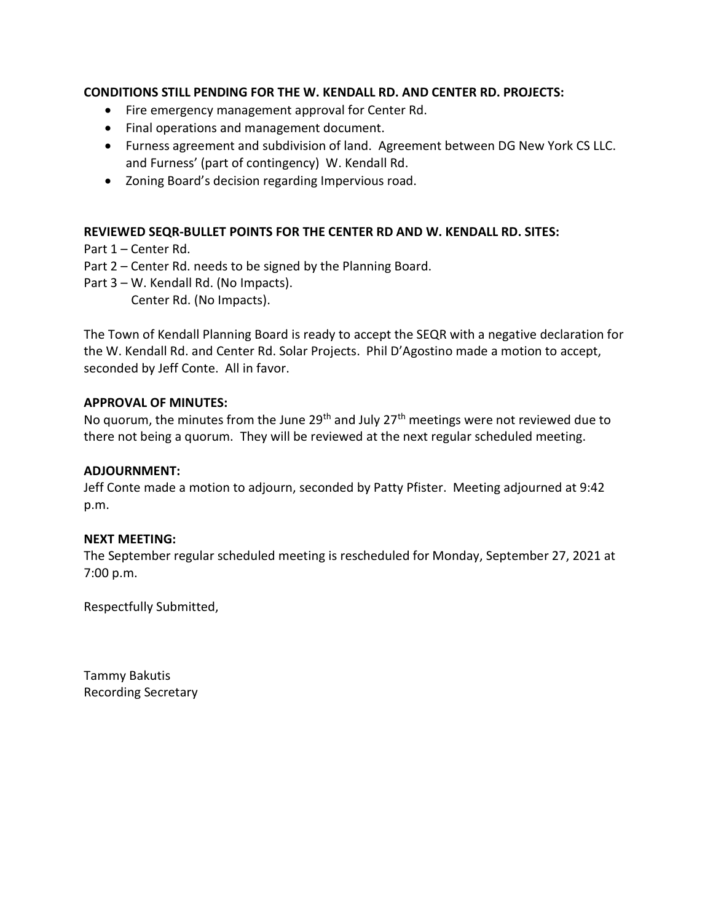**CONDITIONS STILL PENDING FOR THE W. KENDALL RD. AND CENTER RD. PROJECTS:**

- Fire emergency management approval for Center Rd.
- Final operations and management document.
- Furness agreement and subdivision of land. Agreement between DG New York CS LLC. and Furness' (part of contingency) W. Kendall Rd.
- Zoning Board's decision regarding Impervious road.

**REVIEWED SEQR-BULLET POINTS FOR THE CENTER RD AND W. KENDALL RD. SITES:**

Part 1 – Center Rd.
Part 2 – Center Rd. needs to be signed by the Planning Board.
Part 3 – W. Kendall Rd. (No Impacts).
Center Rd. (No Impacts).

The Town of Kendall Planning Board is ready to accept the SEQR with a negative declaration for the W. Kendall Rd. and Center Rd. Solar Projects. Phil D'Agostino made a motion to accept, seconded by Jeff Conte. All in favor.

**APPROVAL OF MINUTES:**
No quorum, the minutes from the June 29th and July 27th meetings were not reviewed due to there not being a quorum. They will be reviewed at the next regular scheduled meeting.

**ADJOURNMENT:**
Jeff Conte made a motion to adjourn, seconded by Patty Pfister. Meeting adjourned at 9:42 p.m.

**NEXT MEETING:**
The September regular scheduled meeting is rescheduled for Monday, September 27, 2021 at 7:00 p.m.

Respectfully Submitted,

Tammy Bakutis
Recording Secretary